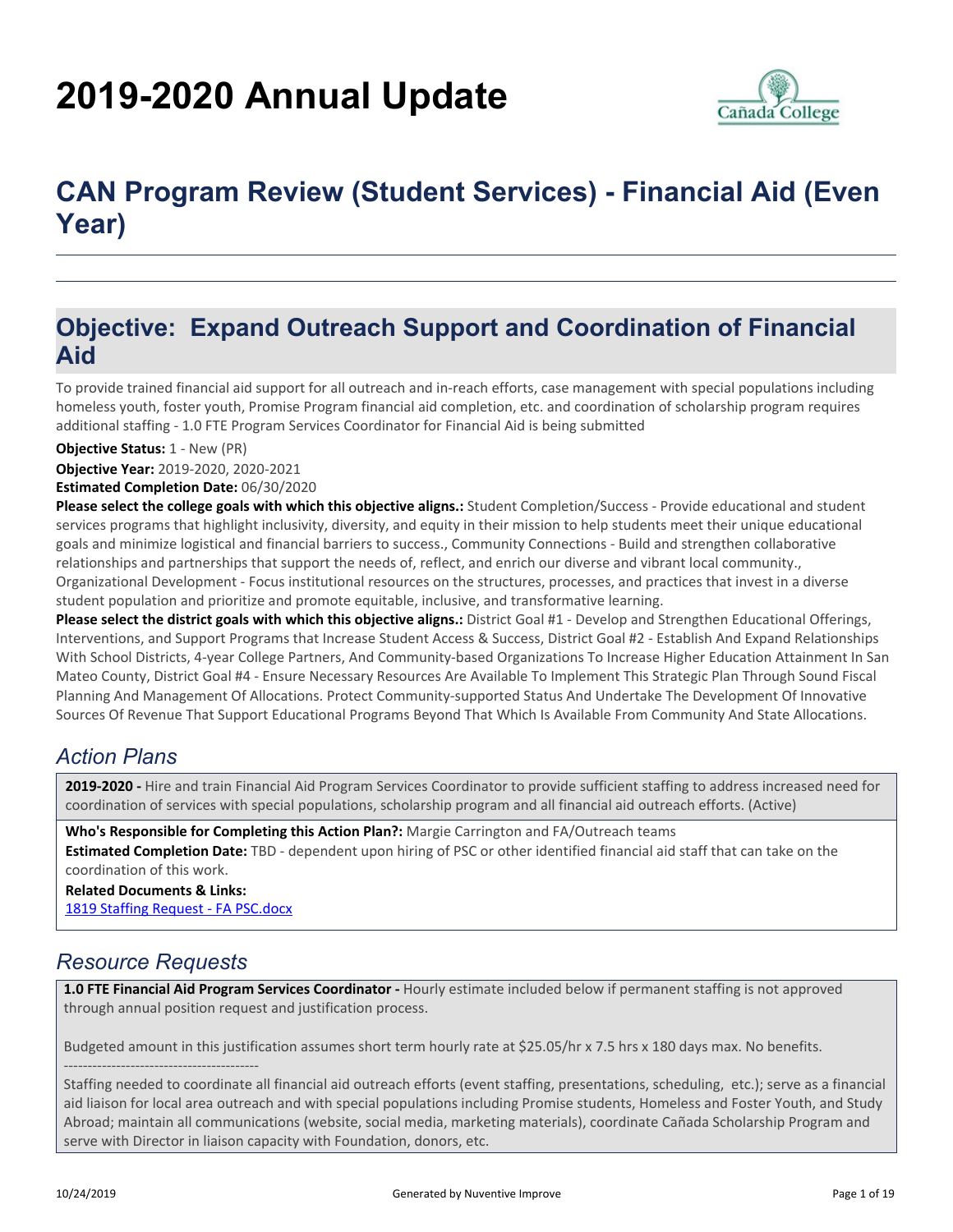# 2019-2020 Annual Update

# CAN Program Review (Student Services) - Financial Aid (Even Year)

## Objective: Expand Outreach Support and Coordination of Financial Aid

To provide trained financial aid support for all outreach and in-reach efforts, case management with special populations including homeless youth, foster youth, Promise Program financial aid completion, etc. and coordination of scholarship program requires additional staffing - 1.0 FTE Program Services Coordinator for Financial Aid is being submitted

**Objective Status:** 1 - New (PR)

**Objective Year:** 2019-2020, 2020-2021

**Estimated Completion Date:** 06/30/2020

**Please select the college goals with which this objective aligns.:** Student Completion/Success - Provide educational and student services programs that highlight inclusivity, diversity, and equity in their mission to help students meet their unique educational goals and minimize logistical and financial barriers to success., Community Connections - Build and strengthen collaborative relationships and partnerships that support the needs of, reflect, and enrich our diverse and vibrant local community., Organizational Development - Focus institutional resources on the structures, processes, and practices that invest in a diverse student population and prioritize and promote equitable, inclusive, and transformative learning.

**Please select the district goals with which this objective aligns.:** District Goal #1 - Develop and Strengthen Educational Offerings, Interventions, and Support Programs that Increase Student Access & Success, District Goal #2 - Establish And Expand Relationships With School Districts, 4-year College Partners, And Community-based Organizations To Increase Higher Education Attainment In San Mateo County, District Goal #4 - Ensure Necessary Resources Are Available To Implement This Strategic Plan Through Sound Fiscal Planning And Management Of Allocations. Protect Community-supported Status And Undertake The Development Of Innovative Sources Of Revenue That Support Educational Programs Beyond That Which Is Available From Community And State Allocations.

### *Action Plans*

**2019-2020 -** Hire and train Financial Aid Program Services Coordinator to provide sufficient staffing to address increased need for coordination of services with special populations, scholarship program and all financial aid outreach efforts. (Active)

**Who's Responsible for Completing this Action Plan?:** Margie Carrington and FA/Outreach teams

**Estimated Completion Date:** TBD - dependent upon hiring of PSC or other identified financial aid staff that can take on the coordination of this work.

**Related Documents & Links:**

1819 Staffing Request - FA PSC.docx

### *Resource Requests*

**1.0 FTE Financial Aid Program Services Coordinator -** Hourly estimate included below if permanent staffing is not approved through annual position request and justification process.

Budgeted amount in this justification assumes short term hourly rate at $25.05/hr x 7.5 hrs x 180 days max. No benefits.

-----------------------------------------

Staffing needed to coordinate all financial aid outreach efforts (event staffing, presentations, scheduling, etc.); serve as a financial aid liaison for local area outreach and with special populations including Promise students, Homeless and Foster Youth, and Study Abroad; maintain all communications (website, social media, marketing materials), coordinate Cañada Scholarship Program and serve with Director in liaison capacity with Foundation, donors, etc.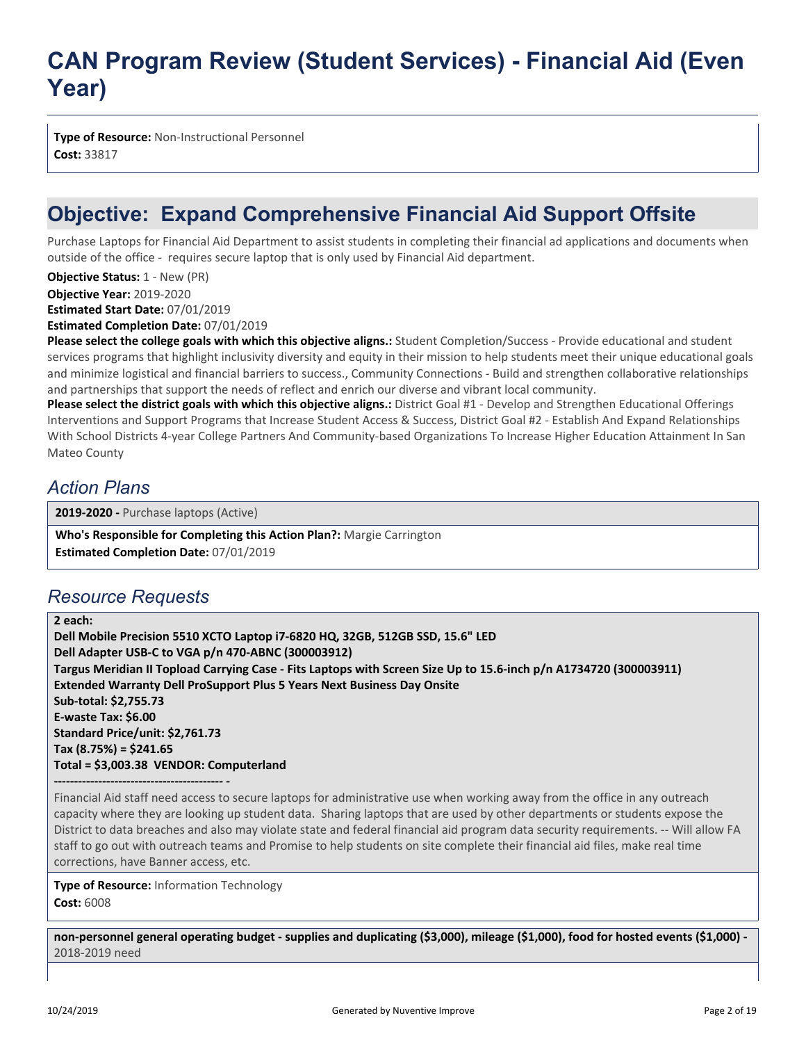**Type of Resource:** Non-Instructional Personnel
**Cost:** 33817

## Objective: Expand Comprehensive Financial Aid Support Offsite

Purchase Laptops for Financial Aid Department to assist students in completing their financial ad applications and documents when outside of the office - requires secure laptop that is only used by Financial Aid department.

**Objective Status:** 1 - New (PR)
**Objective Year:** 2019-2020
**Estimated Start Date:** 07/01/2019
**Estimated Completion Date:** 07/01/2019
**Please select the college goals with which this objective aligns.:** Student Completion/Success - Provide educational and student services programs that highlight inclusivity diversity and equity in their mission to help students meet their unique educational goals and minimize logistical and financial barriers to success., Community Connections - Build and strengthen collaborative relationships and partnerships that support the needs of reflect and enrich our diverse and vibrant local community.
**Please select the district goals with which this objective aligns.:** District Goal #1 - Develop and Strengthen Educational Offerings Interventions and Support Programs that Increase Student Access & Success, District Goal #2 - Establish And Expand Relationships With School Districts 4-year College Partners And Community-based Organizations To Increase Higher Education Attainment In San Mateo County

### *Action Plans*

**2019-2020 -** Purchase laptops (Active)

**Who's Responsible for Completing this Action Plan?:** Margie Carrington
**Estimated Completion Date:** 07/01/2019

### *Resource Requests*

**2 each:**
**Dell Mobile Precision 5510 XCTO Laptop i7-6820 HQ, 32GB, 512GB SSD, 15.6" LED**
**Dell Adapter USB-C to VGA p/n 470-ABNC (300003912)**
**Targus Meridian II Topload Carrying Case - Fits Laptops with Screen Size Up to 15.6-inch p/n A1734720 (300003911)**
**Extended Warranty Dell ProSupport Plus 5 Years Next Business Day Onsite**
**Sub-total: $2,755.73**
**E-waste Tax: $6.00**
**Standard Price/unit: $2,761.73**
**Tax (8.75%) = $241.65**
**Total = $3,003.38 VENDOR: Computerland**
**------------------------------------------ -**
Financial Aid staff need access to secure laptops for administrative use when working away from the office in any outreach capacity where they are looking up student data. Sharing laptops that are used by other departments or students expose the District to data breaches and also may violate state and federal financial aid program data security requirements. -- Will allow FA staff to go out with outreach teams and Promise to help students on site complete their financial aid files, make real time corrections, have Banner access, etc.

**Type of Resource:** Information Technology
**Cost:** 6008

**non-personnel general operating budget - supplies and duplicating ($3,000), mileage ($1,000), food for hosted events ($1,000) -** 2018-2019 need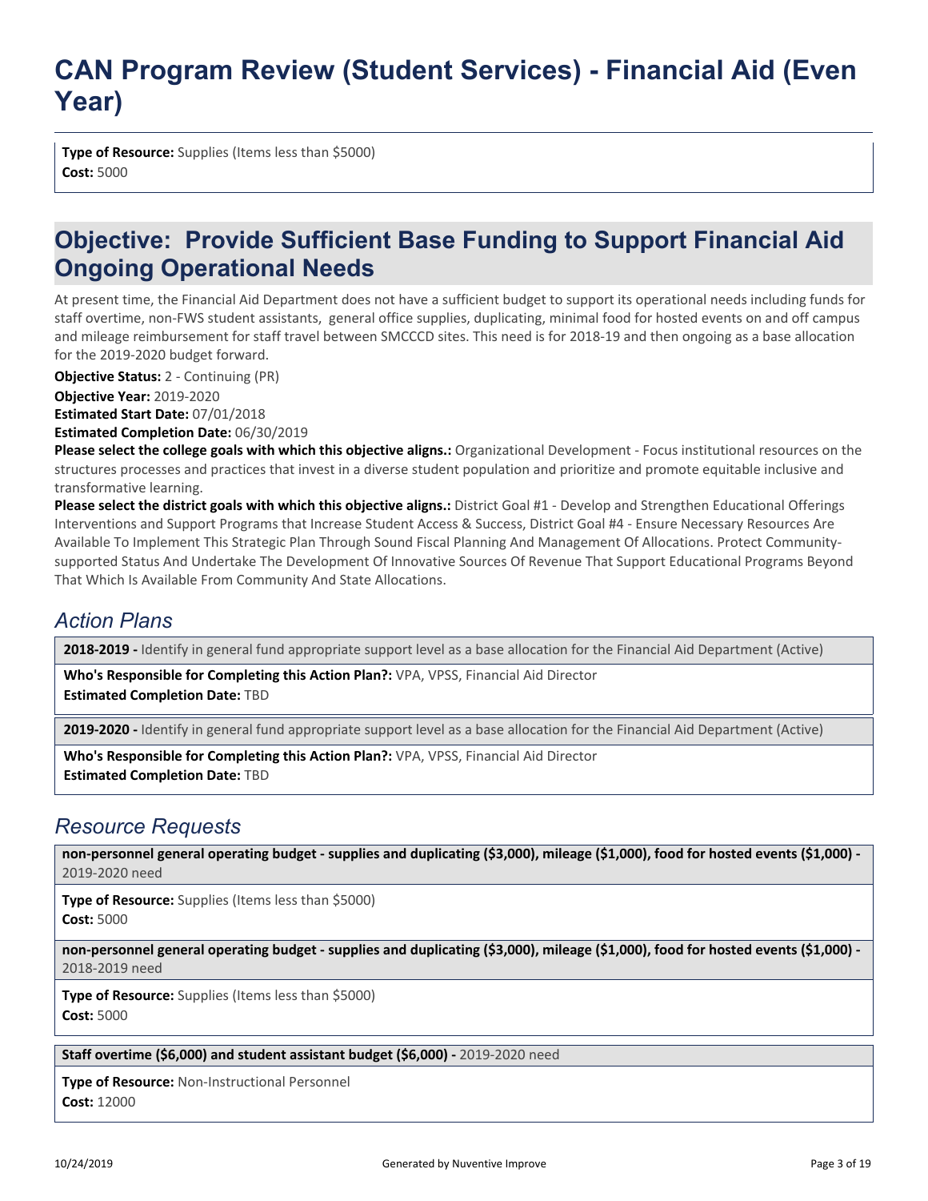**Type of Resource:** Supplies (Items less than $5000)
**Cost:** 5000

## Objective: Provide Sufficient Base Funding to Support Financial Aid Ongoing Operational Needs

At present time, the Financial Aid Department does not have a sufficient budget to support its operational needs including funds for staff overtime, non-FWS student assistants, general office supplies, duplicating, minimal food for hosted events on and off campus and mileage reimbursement for staff travel between SMCCCD sites. This need is for 2018-19 and then ongoing as a base allocation for the 2019-2020 budget forward.

**Objective Status:** 2 - Continuing (PR)
**Objective Year:** 2019-2020
**Estimated Start Date:** 07/01/2018
**Estimated Completion Date:** 06/30/2019
**Please select the college goals with which this objective aligns.:** Organizational Development - Focus institutional resources on the structures processes and practices that invest in a diverse student population and prioritize and promote equitable inclusive and transformative learning.
**Please select the district goals with which this objective aligns.:** District Goal #1 - Develop and Strengthen Educational Offerings Interventions and Support Programs that Increase Student Access & Success, District Goal #4 - Ensure Necessary Resources Are Available To Implement This Strategic Plan Through Sound Fiscal Planning And Management Of Allocations. Protect Community-supported Status And Undertake The Development Of Innovative Sources Of Revenue That Support Educational Programs Beyond That Which Is Available From Community And State Allocations.

### *Action Plans*

**2018-2019 -** Identify in general fund appropriate support level as a base allocation for the Financial Aid Department (Active)

**Who's Responsible for Completing this Action Plan?:** VPA, VPSS, Financial Aid Director
**Estimated Completion Date:** TBD

**2019-2020 -** Identify in general fund appropriate support level as a base allocation for the Financial Aid Department (Active)

**Who's Responsible for Completing this Action Plan?:** VPA, VPSS, Financial Aid Director
**Estimated Completion Date:** TBD

### *Resource Requests*

**non-personnel general operating budget - supplies and duplicating ($3,000), mileage ($1,000), food for hosted events ($1,000) -** 2019-2020 need

**Type of Resource:** Supplies (Items less than $5000)
**Cost:** 5000

**non-personnel general operating budget - supplies and duplicating ($3,000), mileage ($1,000), food for hosted events ($1,000) -** 2018-2019 need

**Type of Resource:** Supplies (Items less than $5000)
**Cost:** 5000

**Staff overtime ($6,000) and student assistant budget ($6,000) -** 2019-2020 need

**Type of Resource:** Non-Instructional Personnel
**Cost:** 12000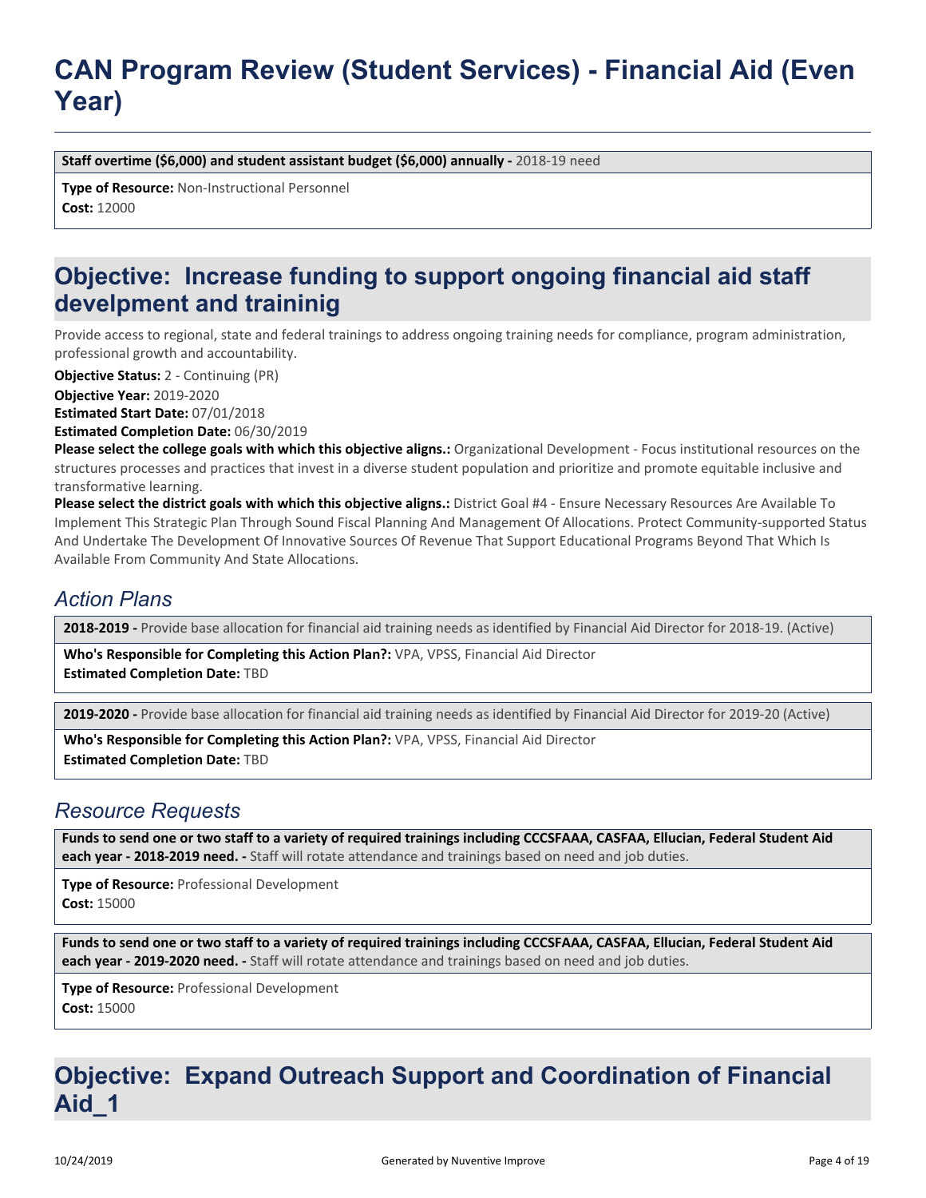**Staff overtime ($6,000) and student assistant budget ($6,000) annually -** 2018-19 need

**Type of Resource:** Non-Instructional Personnel
**Cost:** 12000

## Objective: Increase funding to support ongoing financial aid staff develpment and traininig

Provide access to regional, state and federal trainings to address ongoing training needs for compliance, program administration, professional growth and accountability.

**Objective Status:** 2 - Continuing (PR)
**Objective Year:** 2019-2020
**Estimated Start Date:** 07/01/2018
**Estimated Completion Date:** 06/30/2019
**Please select the college goals with which this objective aligns.:** Organizational Development - Focus institutional resources on the structures processes and practices that invest in a diverse student population and prioritize and promote equitable inclusive and transformative learning.
**Please select the district goals with which this objective aligns.:** District Goal #4 - Ensure Necessary Resources Are Available To Implement This Strategic Plan Through Sound Fiscal Planning And Management Of Allocations. Protect Community-supported Status And Undertake The Development Of Innovative Sources Of Revenue That Support Educational Programs Beyond That Which Is Available From Community And State Allocations.

### *Action Plans*

**2018-2019 -** Provide base allocation for financial aid training needs as identified by Financial Aid Director for 2018-19. (Active)

**Who's Responsible for Completing this Action Plan?:** VPA, VPSS, Financial Aid Director
**Estimated Completion Date:** TBD

**2019-2020 -** Provide base allocation for financial aid training needs as identified by Financial Aid Director for 2019-20 (Active)

**Who's Responsible for Completing this Action Plan?:** VPA, VPSS, Financial Aid Director
**Estimated Completion Date:** TBD

### *Resource Requests*

**Funds to send one or two staff to a variety of required trainings including CCCSFAAA, CASFAA, Ellucian, Federal Student Aid each year - 2018-2019 need. -** Staff will rotate attendance and trainings based on need and job duties.

**Type of Resource:** Professional Development
**Cost:** 15000

**Funds to send one or two staff to a variety of required trainings including CCCSFAAA, CASFAA, Ellucian, Federal Student Aid each year - 2019-2020 need. -** Staff will rotate attendance and trainings based on need and job duties.

**Type of Resource:** Professional Development
**Cost:** 15000

## Objective: Expand Outreach Support and Coordination of Financial Aid_1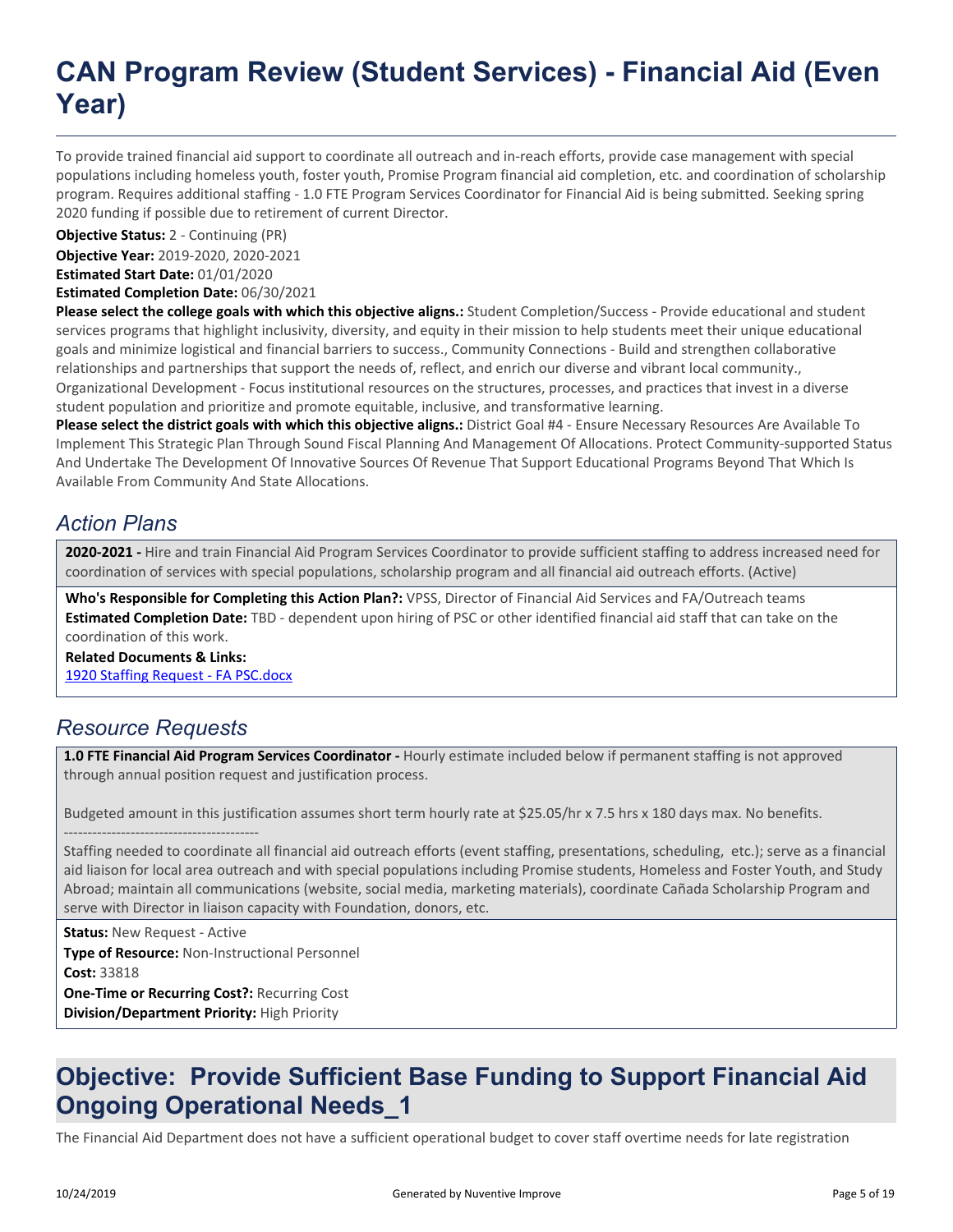# CAN Program Review (Student Services) - Financial Aid (Even Year)

To provide trained financial aid support to coordinate all outreach and in-reach efforts, provide case management with special populations including homeless youth, foster youth, Promise Program financial aid completion, etc. and coordination of scholarship program. Requires additional staffing - 1.0 FTE Program Services Coordinator for Financial Aid is being submitted. Seeking spring 2020 funding if possible due to retirement of current Director.

**Objective Status:** 2 - Continuing (PR)

**Objective Year:** 2019-2020, 2020-2021

**Estimated Start Date:** 01/01/2020

**Estimated Completion Date:** 06/30/2021

**Please select the college goals with which this objective aligns.:** Student Completion/Success - Provide educational and student services programs that highlight inclusivity, diversity, and equity in their mission to help students meet their unique educational goals and minimize logistical and financial barriers to success., Community Connections - Build and strengthen collaborative relationships and partnerships that support the needs of, reflect, and enrich our diverse and vibrant local community., Organizational Development - Focus institutional resources on the structures, processes, and practices that invest in a diverse student population and prioritize and promote equitable, inclusive, and transformative learning.

**Please select the district goals with which this objective aligns.:** District Goal #4 - Ensure Necessary Resources Are Available To Implement This Strategic Plan Through Sound Fiscal Planning And Management Of Allocations. Protect Community-supported Status And Undertake The Development Of Innovative Sources Of Revenue That Support Educational Programs Beyond That Which Is Available From Community And State Allocations.

## *Action Plans*

**2020-2021 -** Hire and train Financial Aid Program Services Coordinator to provide sufficient staffing to address increased need for coordination of services with special populations, scholarship program and all financial aid outreach efforts. (Active)

**Who's Responsible for Completing this Action Plan?:** VPSS, Director of Financial Aid Services and FA/Outreach teams

**Estimated Completion Date:** TBD - dependent upon hiring of PSC or other identified financial aid staff that can take on the coordination of this work.

**Related Documents & Links:**

1920 Staffing Request - FA PSC.docx

## *Resource Requests*

**1.0 FTE Financial Aid Program Services Coordinator -** Hourly estimate included below if permanent staffing is not approved through annual position request and justification process.

Budgeted amount in this justification assumes short term hourly rate at $25.05/hr x 7.5 hrs x 180 days max. No benefits.

----------------------------------------

Staffing needed to coordinate all financial aid outreach efforts (event staffing, presentations, scheduling, etc.); serve as a financial aid liaison for local area outreach and with special populations including Promise students, Homeless and Foster Youth, and Study Abroad; maintain all communications (website, social media, marketing materials), coordinate Cañada Scholarship Program and serve with Director in liaison capacity with Foundation, donors, etc.

**Status:** New Request - Active

**Type of Resource:** Non-Instructional Personnel

**Cost:** 33818

**One-Time or Recurring Cost?:** Recurring Cost

**Division/Department Priority:** High Priority

## Objective: Provide Sufficient Base Funding to Support Financial Aid Ongoing Operational Needs_1

The Financial Aid Department does not have a sufficient operational budget to cover staff overtime needs for late registration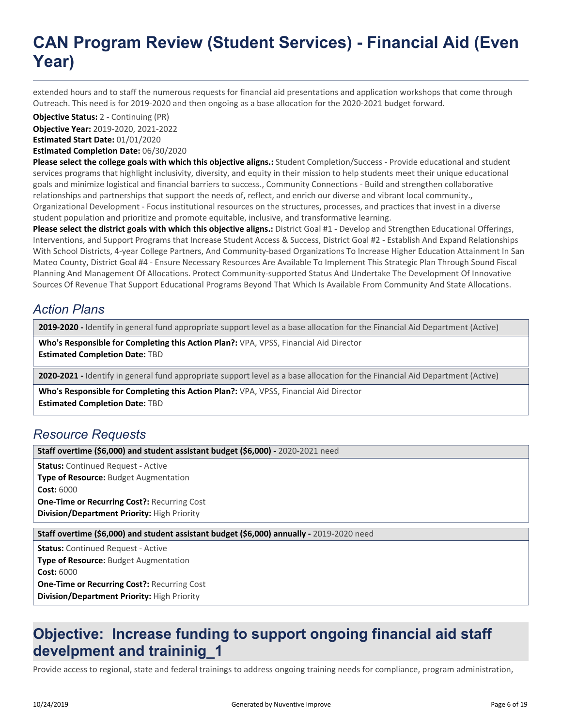extended hours and to staff the numerous requests for financial aid presentations and application workshops that come through Outreach. This need is for 2019-2020 and then ongoing as a base allocation for the 2020-2021 budget forward.

**Objective Status:** 2 - Continuing (PR)
**Objective Year:** 2019-2020, 2021-2022
**Estimated Start Date:** 01/01/2020
**Estimated Completion Date:** 06/30/2020
**Please select the college goals with which this objective aligns.:** Student Completion/Success - Provide educational and student services programs that highlight inclusivity, diversity, and equity in their mission to help students meet their unique educational goals and minimize logistical and financial barriers to success., Community Connections - Build and strengthen collaborative relationships and partnerships that support the needs of, reflect, and enrich our diverse and vibrant local community., Organizational Development - Focus institutional resources on the structures, processes, and practices that invest in a diverse student population and prioritize and promote equitable, inclusive, and transformative learning.
**Please select the district goals with which this objective aligns.:** District Goal #1 - Develop and Strengthen Educational Offerings, Interventions, and Support Programs that Increase Student Access & Success, District Goal #2 - Establish And Expand Relationships With School Districts, 4-year College Partners, And Community-based Organizations To Increase Higher Education Attainment In San Mateo County, District Goal #4 - Ensure Necessary Resources Are Available To Implement This Strategic Plan Through Sound Fiscal Planning And Management Of Allocations. Protect Community-supported Status And Undertake The Development Of Innovative Sources Of Revenue That Support Educational Programs Beyond That Which Is Available From Community And State Allocations.

## *Action Plans*

**2019-2020 -** Identify in general fund appropriate support level as a base allocation for the Financial Aid Department (Active)

**Who's Responsible for Completing this Action Plan?:** VPA, VPSS, Financial Aid Director
**Estimated Completion Date:** TBD

**2020-2021 -** Identify in general fund appropriate support level as a base allocation for the Financial Aid Department (Active)

**Who's Responsible for Completing this Action Plan?:** VPA, VPSS, Financial Aid Director
**Estimated Completion Date:** TBD

## *Resource Requests*

**Staff overtime ($6,000) and student assistant budget ($6,000) -** 2020-2021 need

**Status:** Continued Request - Active
**Type of Resource:** Budget Augmentation
**Cost:** 6000
**One-Time or Recurring Cost?:** Recurring Cost
**Division/Department Priority:** High Priority

**Staff overtime ($6,000) and student assistant budget ($6,000) annually -** 2019-2020 need

**Status:** Continued Request - Active
**Type of Resource:** Budget Augmentation
**Cost:** 6000
**One-Time or Recurring Cost?:** Recurring Cost
**Division/Department Priority:** High Priority

## Objective: Increase funding to support ongoing financial aid staff develpment and traininig_1

Provide access to regional, state and federal trainings to address ongoing training needs for compliance, program administration,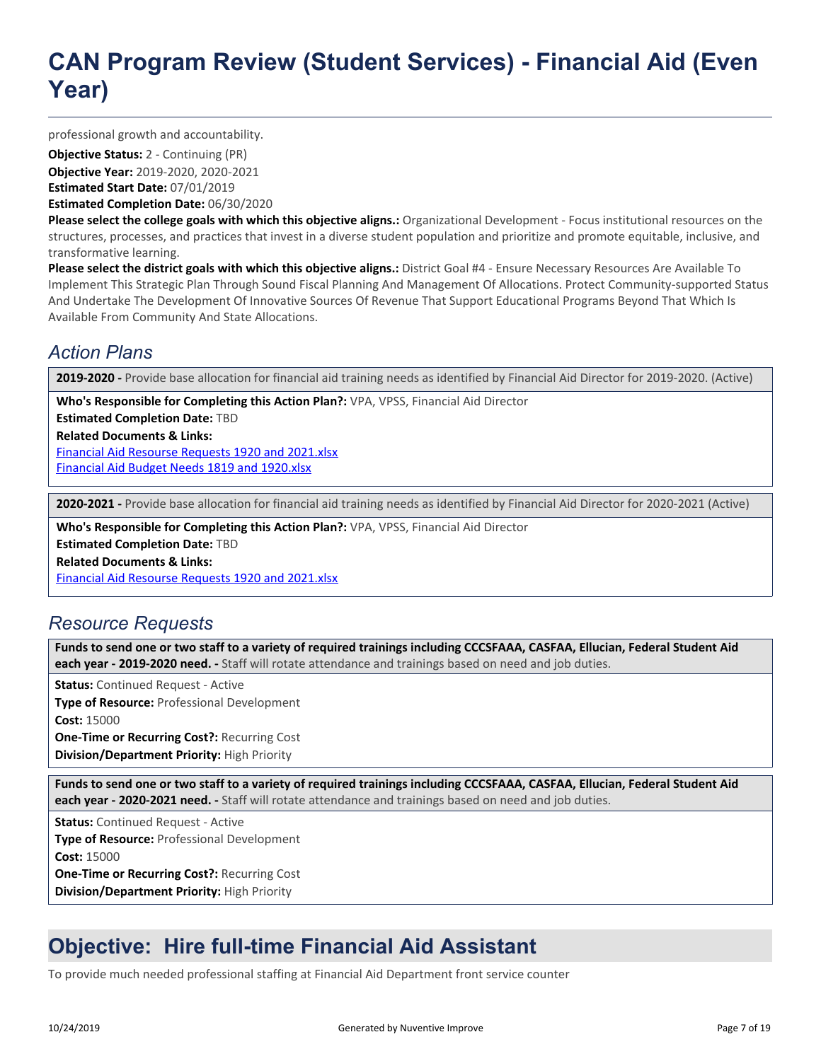professional growth and accountability.

**Objective Status:** 2 - Continuing (PR)
**Objective Year:** 2019-2020, 2020-2021
**Estimated Start Date:** 07/01/2019
**Estimated Completion Date:** 06/30/2020
**Please select the college goals with which this objective aligns.:** Organizational Development - Focus institutional resources on the structures, processes, and practices that invest in a diverse student population and prioritize and promote equitable, inclusive, and transformative learning.
**Please select the district goals with which this objective aligns.:** District Goal #4 - Ensure Necessary Resources Are Available To Implement This Strategic Plan Through Sound Fiscal Planning And Management Of Allocations. Protect Community-supported Status And Undertake The Development Of Innovative Sources Of Revenue That Support Educational Programs Beyond That Which Is Available From Community And State Allocations.

## *Action Plans*

**2019-2020 -** Provide base allocation for financial aid training needs as identified by Financial Aid Director for 2019-2020. (Active)

**Who's Responsible for Completing this Action Plan?:** VPA, VPSS, Financial Aid Director
**Estimated Completion Date:** TBD
**Related Documents & Links:**
Financial Aid Resourse Requests 1920 and 2021.xlsx
Financial Aid Budget Needs 1819 and 1920.xlsx

**2020-2021 -** Provide base allocation for financial aid training needs as identified by Financial Aid Director for 2020-2021 (Active)

**Who's Responsible for Completing this Action Plan?:** VPA, VPSS, Financial Aid Director
**Estimated Completion Date:** TBD
**Related Documents & Links:**
Financial Aid Resourse Requests 1920 and 2021.xlsx

## *Resource Requests*

**Funds to send one or two staff to a variety of required trainings including CCCSFAAA, CASFAA, Ellucian, Federal Student Aid each year - 2019-2020 need. -** Staff will rotate attendance and trainings based on need and job duties.

**Status:** Continued Request - Active
**Type of Resource:** Professional Development
**Cost:** 15000
**One-Time or Recurring Cost?:** Recurring Cost
**Division/Department Priority:** High Priority

**Funds to send one or two staff to a variety of required trainings including CCCSFAAA, CASFAA, Ellucian, Federal Student Aid each year - 2020-2021 need. -** Staff will rotate attendance and trainings based on need and job duties.

**Status:** Continued Request - Active
**Type of Resource:** Professional Development
**Cost:** 15000
**One-Time or Recurring Cost?:** Recurring Cost
**Division/Department Priority:** High Priority

# Objective: Hire full-time Financial Aid Assistant

To provide much needed professional staffing at Financial Aid Department front service counter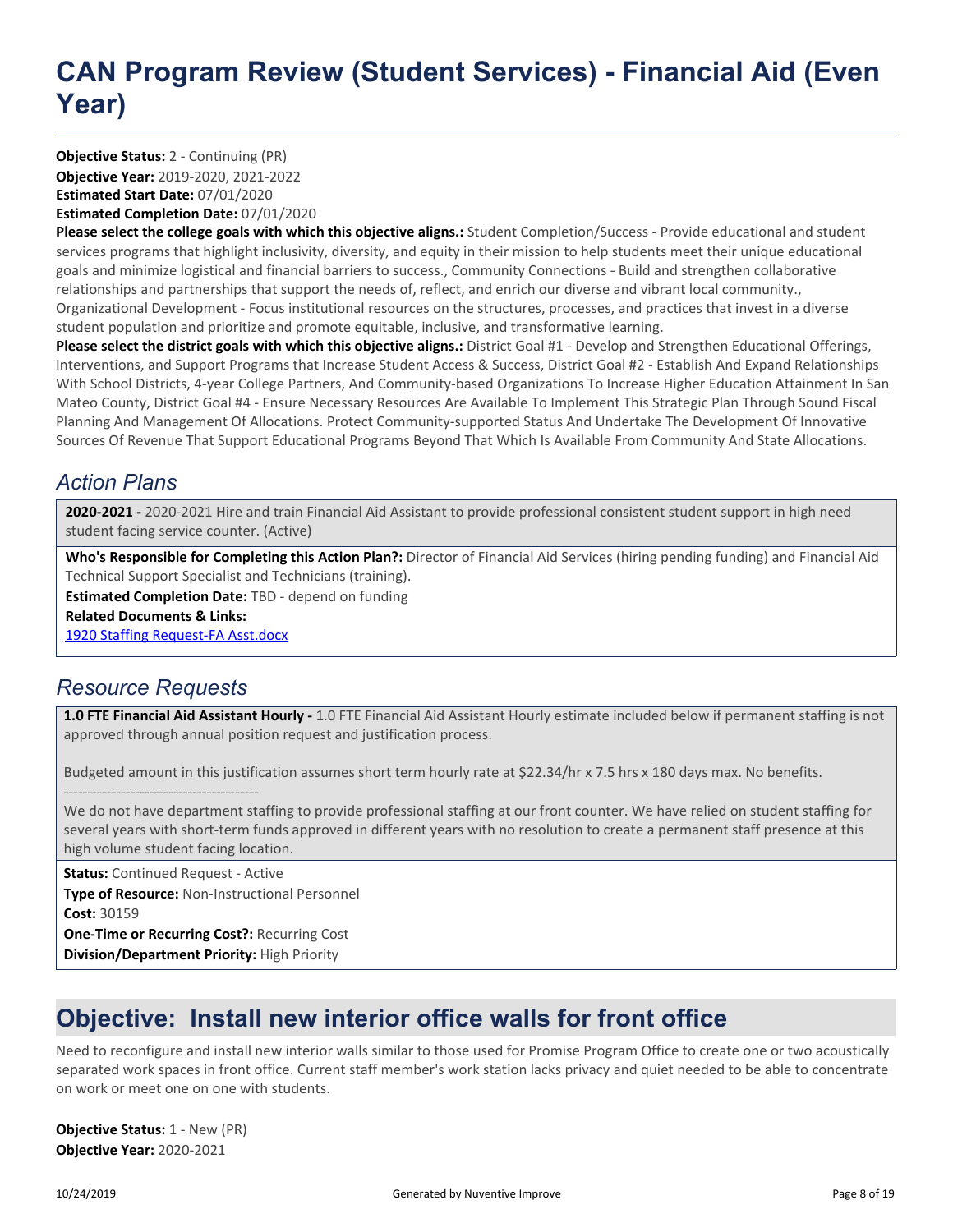# CAN Program Review (Student Services) - Financial Aid (Even Year)

**Objective Status:** 2 - Continuing (PR)
**Objective Year:** 2019-2020, 2021-2022
**Estimated Start Date:** 07/01/2020
**Estimated Completion Date:** 07/01/2020
**Please select the college goals with which this objective aligns.:** Student Completion/Success - Provide educational and student services programs that highlight inclusivity, diversity, and equity in their mission to help students meet their unique educational goals and minimize logistical and financial barriers to success., Community Connections - Build and strengthen collaborative relationships and partnerships that support the needs of, reflect, and enrich our diverse and vibrant local community., Organizational Development - Focus institutional resources on the structures, processes, and practices that invest in a diverse student population and prioritize and promote equitable, inclusive, and transformative learning.
**Please select the district goals with which this objective aligns.:** District Goal #1 - Develop and Strengthen Educational Offerings, Interventions, and Support Programs that Increase Student Access & Success, District Goal #2 - Establish And Expand Relationships With School Districts, 4-year College Partners, And Community-based Organizations To Increase Higher Education Attainment In San Mateo County, District Goal #4 - Ensure Necessary Resources Are Available To Implement This Strategic Plan Through Sound Fiscal Planning And Management Of Allocations. Protect Community-supported Status And Undertake The Development Of Innovative Sources Of Revenue That Support Educational Programs Beyond That Which Is Available From Community And State Allocations.

## *Action Plans*

**2020-2021 -** 2020-2021 Hire and train Financial Aid Assistant to provide professional consistent student support in high need student facing service counter. (Active)

**Who's Responsible for Completing this Action Plan?:** Director of Financial Aid Services (hiring pending funding) and Financial Aid Technical Support Specialist and Technicians (training).
**Estimated Completion Date:** TBD - depend on funding
**Related Documents & Links:**
1920 Staffing Request-FA Asst.docx

## *Resource Requests*

**1.0 FTE Financial Aid Assistant Hourly -** 1.0 FTE Financial Aid Assistant Hourly estimate included below if permanent staffing is not approved through annual position request and justification process.

Budgeted amount in this justification assumes short term hourly rate at $22.34/hr x 7.5 hrs x 180 days max. No benefits.
-----------------------------------------
We do not have department staffing to provide professional staffing at our front counter. We have relied on student staffing for several years with short-term funds approved in different years with no resolution to create a permanent staff presence at this high volume student facing location.

**Status:** Continued Request - Active
**Type of Resource:** Non-Instructional Personnel
**Cost:** 30159
**One-Time or Recurring Cost?:** Recurring Cost
**Division/Department Priority:** High Priority

## Objective: Install new interior office walls for front office

Need to reconfigure and install new interior walls similar to those used for Promise Program Office to create one or two acoustically separated work spaces in front office. Current staff member's work station lacks privacy and quiet needed to be able to concentrate on work or meet one on one with students.

**Objective Status:** 1 - New (PR)
**Objective Year:** 2020-2021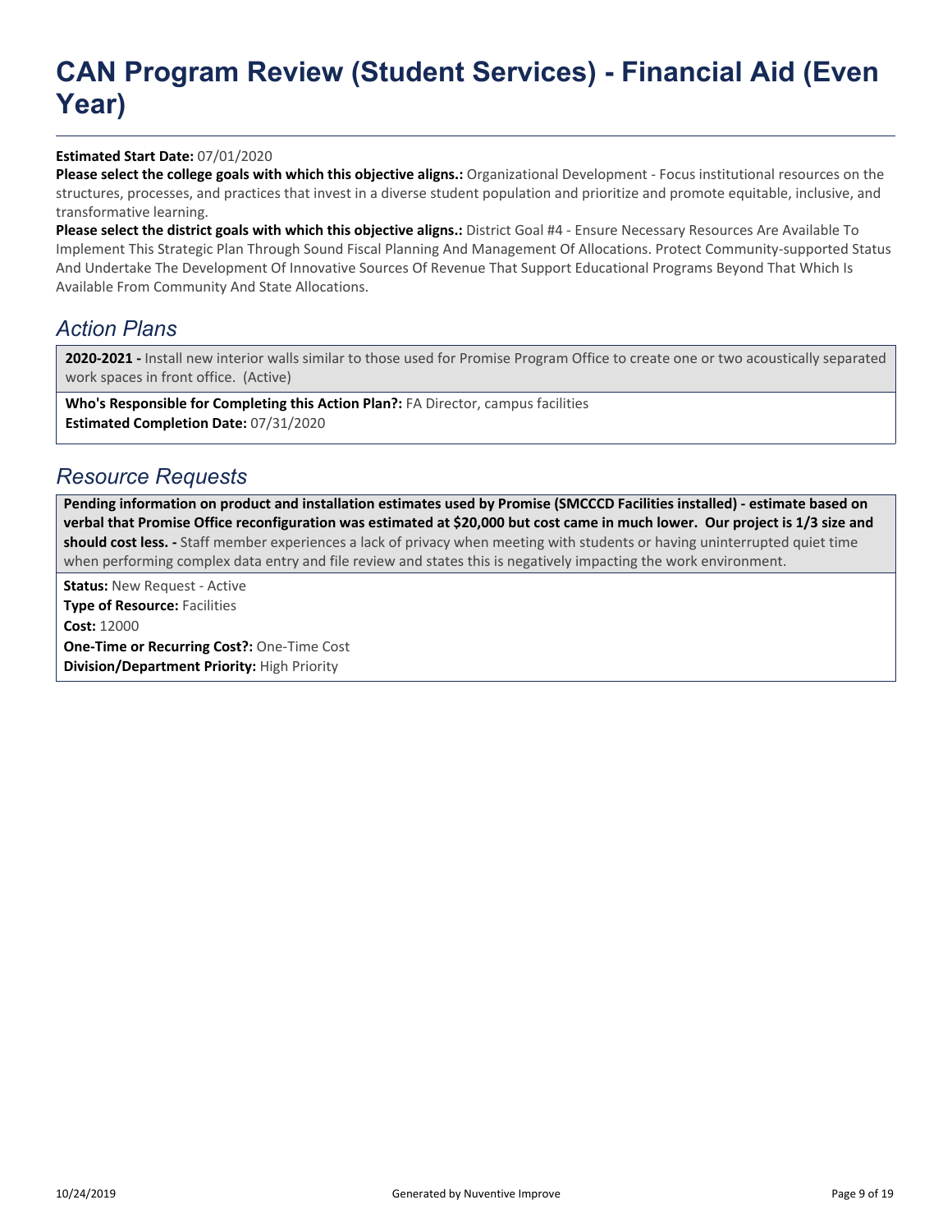# CAN Program Review (Student Services) - Financial Aid (Even Year)

**Estimated Start Date:** 07/01/2020

**Please select the college goals with which this objective aligns.:** Organizational Development - Focus institutional resources on the structures, processes, and practices that invest in a diverse student population and prioritize and promote equitable, inclusive, and transformative learning.

**Please select the district goals with which this objective aligns.:** District Goal #4 - Ensure Necessary Resources Are Available To Implement This Strategic Plan Through Sound Fiscal Planning And Management Of Allocations. Protect Community-supported Status And Undertake The Development Of Innovative Sources Of Revenue That Support Educational Programs Beyond That Which Is Available From Community And State Allocations.

## *Action Plans*

**2020-2021 -** Install new interior walls similar to those used for Promise Program Office to create one or two acoustically separated work spaces in front office. (Active)

**Who's Responsible for Completing this Action Plan?:** FA Director, campus facilities

**Estimated Completion Date:** 07/31/2020

## *Resource Requests*

**Pending information on product and installation estimates used by Promise (SMCCCD Facilities installed) - estimate based on verbal that Promise Office reconfiguration was estimated at $20,000 but cost came in much lower. Our project is 1/3 size and should cost less. -** Staff member experiences a lack of privacy when meeting with students or having uninterrupted quiet time when performing complex data entry and file review and states this is negatively impacting the work environment.

**Status:** New Request - Active

**Type of Resource:** Facilities

**Cost:** 12000

**One-Time or Recurring Cost?:** One-Time Cost

**Division/Department Priority:** High Priority